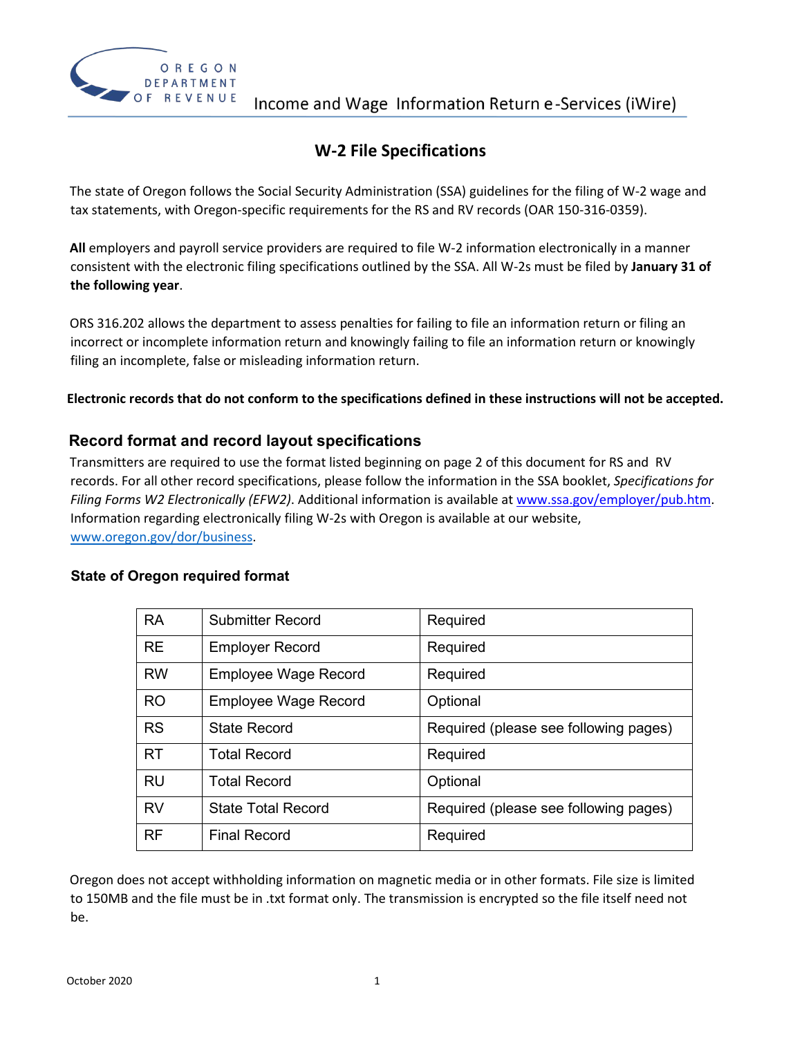Income and Wage Information Return e-Services (iWire)

# W-2 File Specifications

The state of Oregon follows the Social Security Administration (SSA) guidelines for the filing of W-2 wage and tax statements, with Oregon-specific requirements for the RS and RV records (OAR 150-316-0359).

**All** employers and payroll service providers are required to file W-2 information electronically in a manner consistent with the electronic filing specifications outlined by the SSA. All W-2s must be filed by **January 31 of the following year**.

ORS 316.202 allows the department to assess penalties for failing to file an information return or filing an incorrect or incomplete information return and knowingly failing to file an information return or knowingly filing an incomplete, false or misleading information return.

**Electronic records that do not conform to the specifications defined in these instructions will not be accepted.**

## Record format and record layout specifications

Transmitters are required to use the format listed beginning on page 2 of this document for RS and RV records. For all other record specifications, please follow the information in the SSA booklet, *Specifications for Filing Forms W2 Electronically (EFW2)*. Additional information is available at [www.ssa.gov/employer/pub.htm](www.ssa.gov/employer/pub.htm). Information regarding electronically filing W-2s with Oregon is available at our website, [www.oregon.gov/dor/business](www.oregon.gov/dor/business).

### State of Oregon required format

| | | |
|---|---|---|
| RA | Submitter Record | Required |
| RE | Employer Record | Required |
| RW | Employee Wage Record | Required |
| RO | Employee Wage Record | Optional |
| RS | State Record | Required (please see following pages) |
| RT | Total Record | Required |
| RU | Total Record | Optional |
| RV | State Total Record | Required (please see following pages) |
| RF | Final Record | Required |

Oregon does not accept withholding information on magnetic media or in other formats. File size is limited to 150MB and the file must be in .txt format only. The transmission is encrypted so the file itself need not be.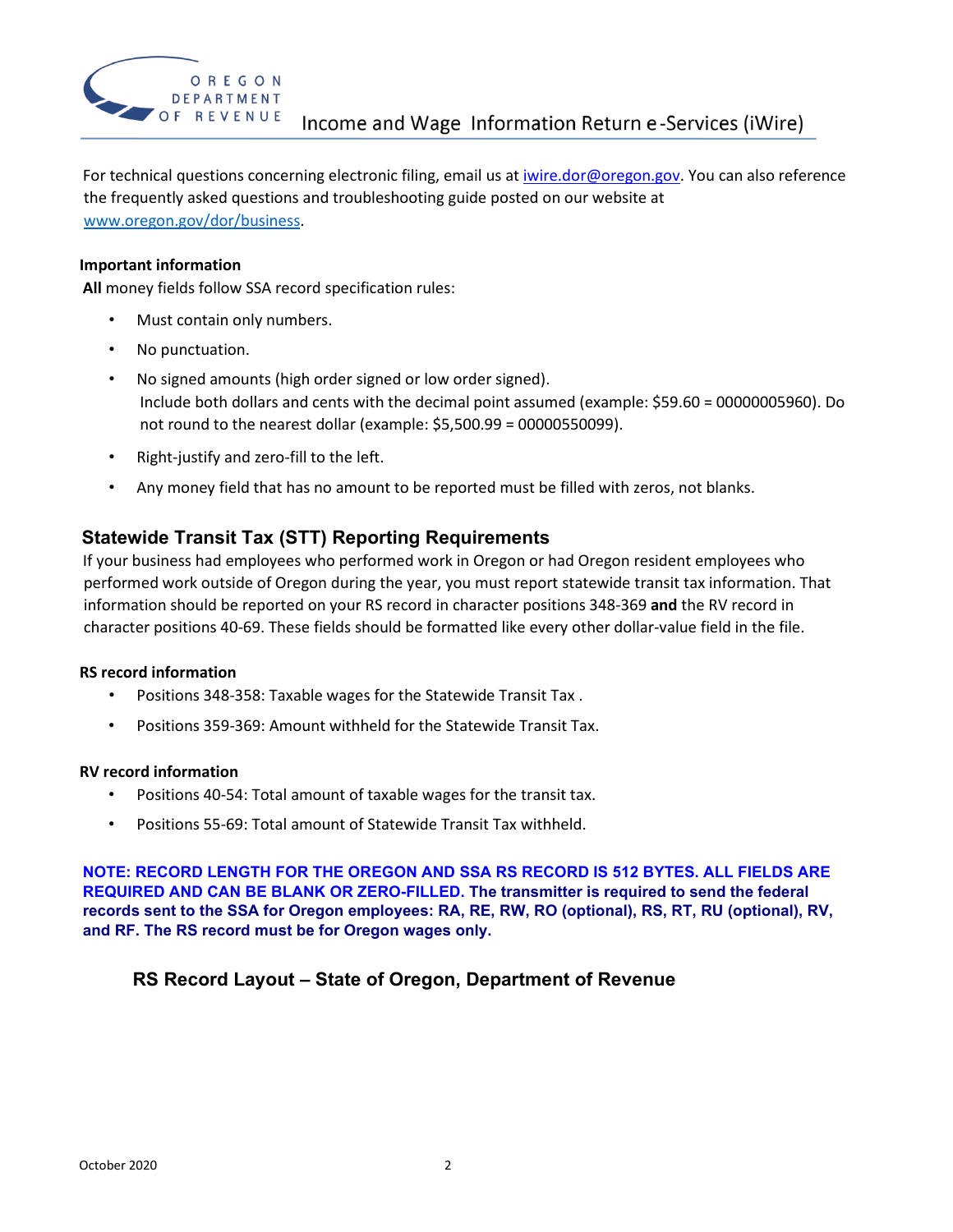For technical questions concerning electronic filing, email us at [iwire.dor@oregon.gov](mailto:iwire.dor@oregon.gov). You can also reference the frequently asked questions and troubleshooting guide posted on our website at [www.oregon.gov/dor/business](http://www.oregon.gov/dor/business).

**Important information**

**All** money fields follow SSA record specification rules:

- Must contain only numbers.
- No punctuation.
- No signed amounts (high order signed or low order signed).
  Include both dollars and cents with the decimal point assumed (example: $59.60 = 00000005960). Do not round to the nearest dollar (example: $5,500.99 = 00000550099).
- Right-justify and zero-fill to the left.
- Any money field that has no amount to be reported must be filled with zeros, not blanks.

## Statewide Transit Tax (STT) Reporting Requirements

If your business had employees who performed work in Oregon or had Oregon resident employees who performed work outside of Oregon during the year, you must report statewide transit tax information. That information should be reported on your RS record in character positions 348-369 **and** the RV record in character positions 40-69. These fields should be formatted like every other dollar-value field in the file.

**RS record information**

- Positions 348-358: Taxable wages for the Statewide Transit Tax .
- Positions 359-369: Amount withheld for the Statewide Transit Tax.

**RV record information**

- Positions 40-54: Total amount of taxable wages for the transit tax.
- Positions 55-69: Total amount of Statewide Transit Tax withheld.

**NOTE: RECORD LENGTH FOR THE OREGON AND SSA RS RECORD IS 512 BYTES. ALL FIELDS ARE REQUIRED AND CAN BE BLANK OR ZERO-FILLED. The transmitter is required to send the federal records sent to the SSA for Oregon employees: RA, RE, RW, RO (optional), RS, RT, RU (optional), RV, and RF. The RS record must be for Oregon wages only.**

## RS Record Layout – State of Oregon, Department of Revenue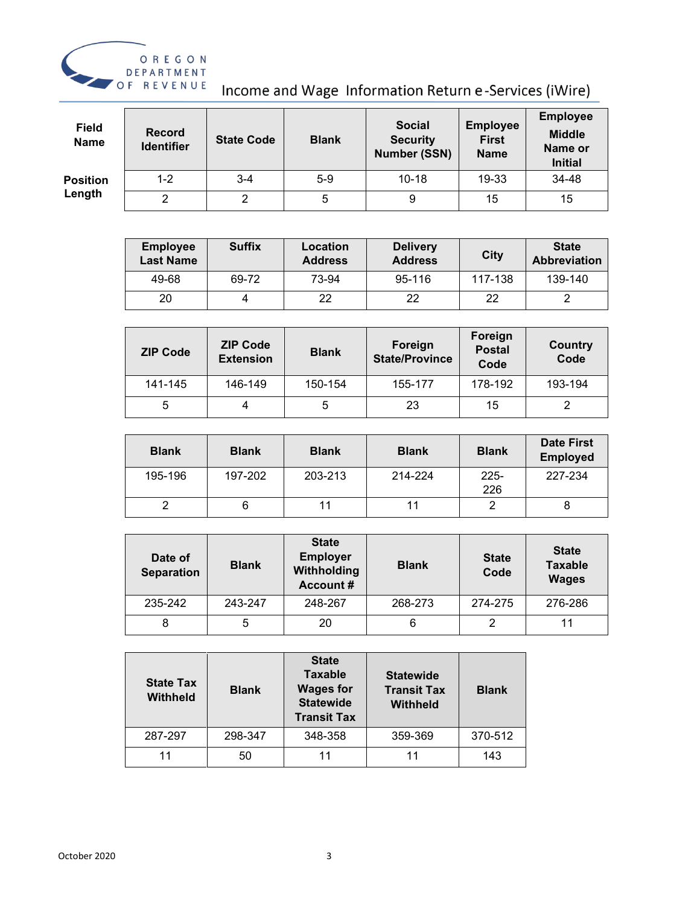# Income and Wage Information Return e-Services (iWire)

| Field Name | Record Identifier | State Code | Blank | Social Security Number (SSN) | Employee First Name | Employee Middle Name or Initial |
|---|---|---|---|---|---|---|
| Position | 1-2 | 3-4 | 5-9 | 10-18 | 19-33 | 34-48 |
| Length | 2 | 2 | 5 | 9 | 15 | 15 |

| Employee Last Name | Suffix | Location Address | Delivery Address | City | State Abbreviation |
|---|---|---|---|---|---|
| 49-68 | 69-72 | 73-94 | 95-116 | 117-138 | 139-140 |
| 20 | 4 | 22 | 22 | 22 | 2 |

| ZIP Code | ZIP Code Extension | Blank | Foreign State/Province | Foreign Postal Code | Country Code |
|---|---|---|---|---|---|
| 141-145 | 146-149 | 150-154 | 155-177 | 178-192 | 193-194 |
| 5 | 4 | 5 | 23 | 15 | 2 |

| Blank | Blank | Blank | Blank | Blank | Date First Employed |
|---|---|---|---|---|---|
| 195-196 | 197-202 | 203-213 | 214-224 | 225-226 | 227-234 |
| 2 | 6 | 11 | 11 | 2 | 8 |

| Date of Separation | Blank | State Employer Withholding Account # | Blank | State Code | State Taxable Wages |
|---|---|---|---|---|---|
| 235-242 | 243-247 | 248-267 | 268-273 | 274-275 | 276-286 |
| 8 | 5 | 20 | 6 | 2 | 11 |

| State Tax Withheld | Blank | State Taxable Wages for Statewide Transit Tax | Statewide Transit Tax Withheld | Blank |
|---|---|---|---|---|
| 287-297 | 298-347 | 348-358 | 359-369 | 370-512 |
| 11 | 50 | 11 | 11 | 143 |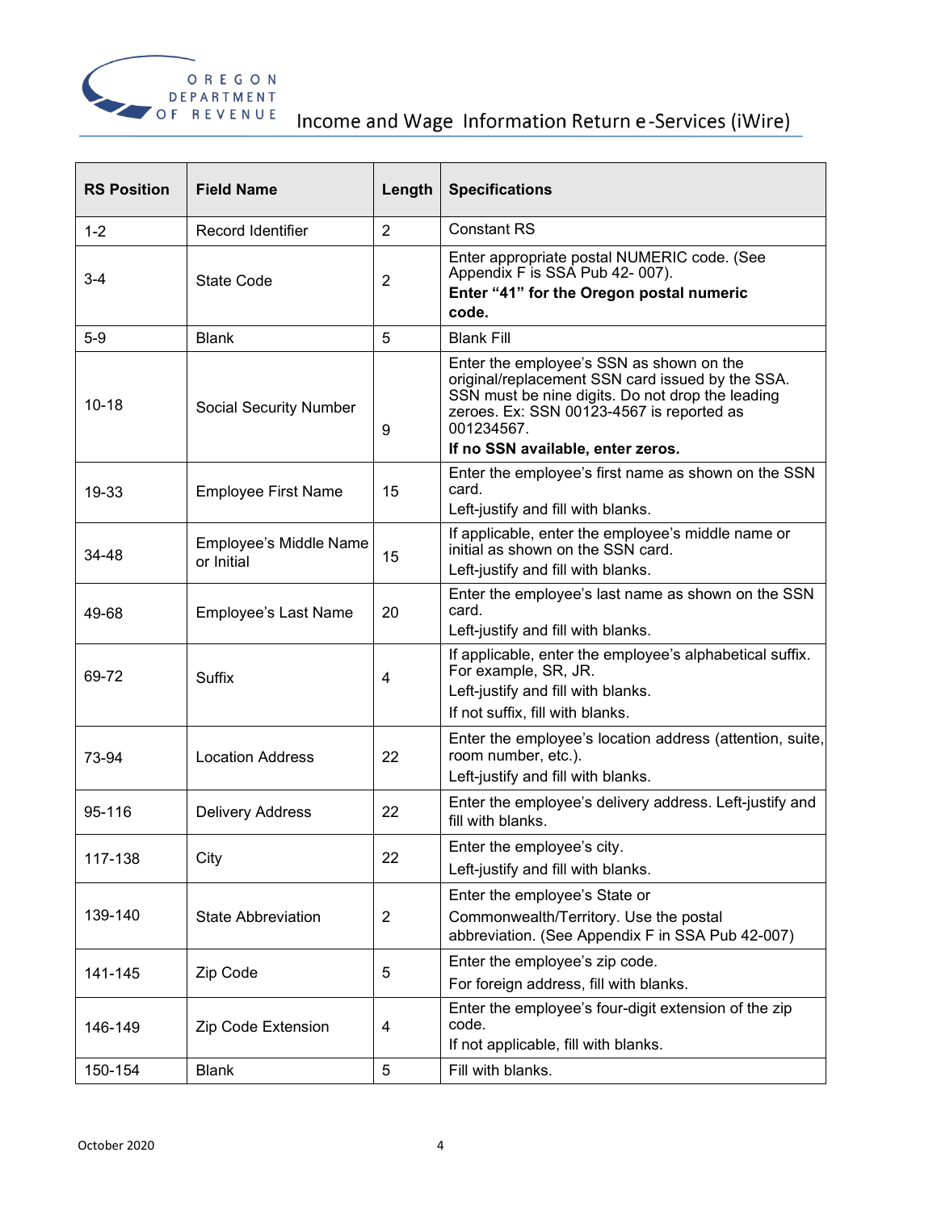| RS Position | Field Name | Length | Specifications |
|---|---|---|---|
| 1-2 | Record Identifier | 2 | Constant RS |
| 3-4 | State Code | 2 | Enter appropriate postal NUMERIC code. (See Appendix F is SSA Pub 42- 007). **Enter "41" for the Oregon postal numeric code.** |
| 5-9 | Blank | 5 | Blank Fill |
| 10-18 | Social Security Number | 9 | Enter the employee's SSN as shown on the original/replacement SSN card issued by the SSA. SSN must be nine digits. Do not drop the leading zeroes. Ex: SSN 00123-4567 is reported as 001234567. **If no SSN available, enter zeros.** |
| 19-33 | Employee First Name | 15 | Enter the employee's first name as shown on the SSN card. Left-justify and fill with blanks. |
| 34-48 | Employee's Middle Name or Initial | 15 | If applicable, enter the employee's middle name or initial as shown on the SSN card. Left-justify and fill with blanks. |
| 49-68 | Employee's Last Name | 20 | Enter the employee's last name as shown on the SSN card. Left-justify and fill with blanks. |
| 69-72 | Suffix | 4 | If applicable, enter the employee's alphabetical suffix. For example, SR, JR. Left-justify and fill with blanks. If not suffix, fill with blanks. |
| 73-94 | Location Address | 22 | Enter the employee's location address (attention, suite, room number, etc.). Left-justify and fill with blanks. |
| 95-116 | Delivery Address | 22 | Enter the employee's delivery address. Left-justify and fill with blanks. |
| 117-138 | City | 22 | Enter the employee's city. Left-justify and fill with blanks. |
| 139-140 | State Abbreviation | 2 | Enter the employee's State or Commonwealth/Territory. Use the postal abbreviation. (See Appendix F in SSA Pub 42-007) |
| 141-145 | Zip Code | 5 | Enter the employee's zip code. For foreign address, fill with blanks. |
| 146-149 | Zip Code Extension | 4 | Enter the employee's four-digit extension of the zip code. If not applicable, fill with blanks. |
| 150-154 | Blank | 5 | Fill with blanks. |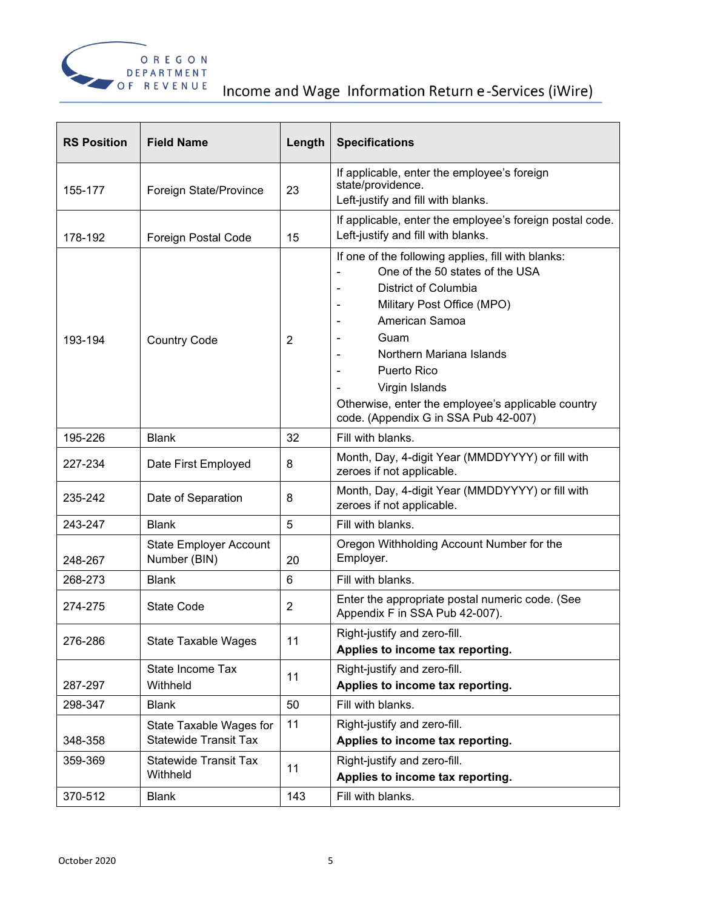| RS Position | Field Name | Length | Specifications |
|---|---|---|---|
| 155-177 | Foreign State/Province | 23 | If applicable, enter the employee's foreign state/providence.<br>Left-justify and fill with blanks. |
| 178-192 | Foreign Postal Code | 15 | If applicable, enter the employee's foreign postal code.<br>Left-justify and fill with blanks. |
| 193-194 | Country Code | 2 | If one of the following applies, fill with blanks:<br>- One of the 50 states of the USA<br>- District of Columbia<br>- Military Post Office (MPO)<br>- American Samoa<br>- Guam<br>- Northern Mariana Islands<br>- Puerto Rico<br>- Virgin Islands<br>Otherwise, enter the employee's applicable country code. (Appendix G in SSA Pub 42-007) |
| 195-226 | Blank | 32 | Fill with blanks. |
| 227-234 | Date First Employed | 8 | Month, Day, 4-digit Year (MMDDYYYY) or fill with zeroes if not applicable. |
| 235-242 | Date of Separation | 8 | Month, Day, 4-digit Year (MMDDYYYY) or fill with zeroes if not applicable. |
| 243-247 | Blank | 5 | Fill with blanks. |
| 248-267 | State Employer Account Number (BIN) | 20 | Oregon Withholding Account Number for the Employer. |
| 268-273 | Blank | 6 | Fill with blanks. |
| 274-275 | State Code | 2 | Enter the appropriate postal numeric code. (See Appendix F in SSA Pub 42-007). |
| 276-286 | State Taxable Wages | 11 | Right-justify and zero-fill.<br>**Applies to income tax reporting.** |
| 287-297 | State Income Tax Withheld | 11 | Right-justify and zero-fill.<br>**Applies to income tax reporting.** |
| 298-347 | Blank | 50 | Fill with blanks. |
| 348-358 | State Taxable Wages for Statewide Transit Tax | 11 | Right-justify and zero-fill.<br>**Applies to income tax reporting.** |
| 359-369 | Statewide Transit Tax Withheld | 11 | Right-justify and zero-fill.<br>**Applies to income tax reporting.** |
| 370-512 | Blank | 143 | Fill with blanks. |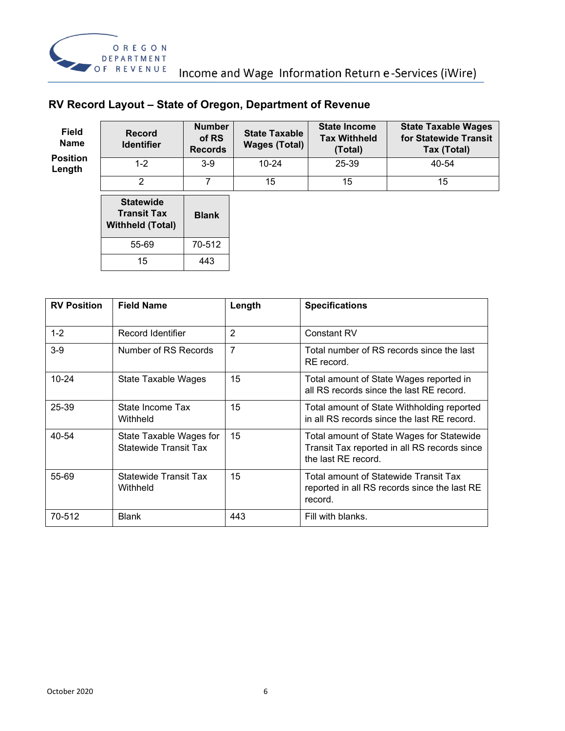## RV Record Layout – State of Oregon, Department of Revenue

| Field Name | Record Identifier | Number of RS Records | State Taxable Wages (Total) | State Income Tax Withheld (Total) | State Taxable Wages for Statewide Transit Tax (Total) | Statewide Transit Tax Withheld (Total) | Blank |
|---|---|---|---|---|---|---|---|
| Position | 1-2 | 3-9 | 10-24 | 25-39 | 40-54 | 55-69 | 70-512 |
| Length | 2 | 7 | 15 | 15 | 15 | 15 | 443 |

| RV Position | Field Name | Length | Specifications |
|---|---|---|---|
| 1-2 | Record Identifier | 2 | Constant RV |
| 3-9 | Number of RS Records | 7 | Total number of RS records since the last RE record. |
| 10-24 | State Taxable Wages | 15 | Total amount of State Wages reported in all RS records since the last RE record. |
| 25-39 | State Income Tax Withheld | 15 | Total amount of State Withholding reported in all RS records since the last RE record. |
| 40-54 | State Taxable Wages for Statewide Transit Tax | 15 | Total amount of State Wages for Statewide Transit Tax reported in all RS records since the last RE record. |
| 55-69 | Statewide Transit Tax Withheld | 15 | Total amount of Statewide Transit Tax reported in all RS records since the last RE record. |
| 70-512 | Blank | 443 | Fill with blanks. |